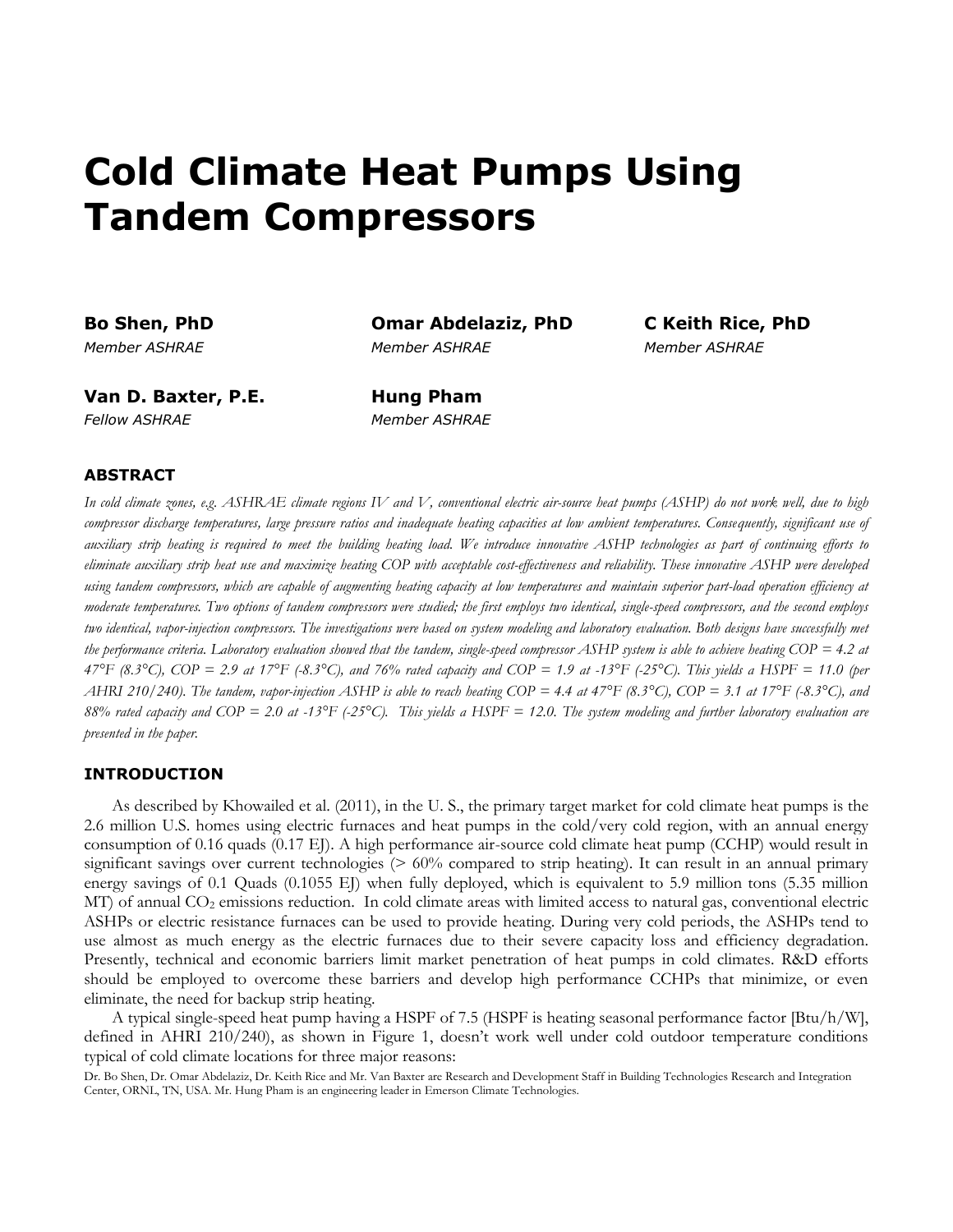# Cold Climate Heat Pumps Using Tandem Compressors

**Bo Shen, PhD**
*Member ASHRAE*

**Omar Abdelaziz, PhD**
*Member ASHRAE*

**C Keith Rice, PhD**
*Member ASHRAE*

**Van D. Baxter, P.E.**
*Fellow ASHRAE*

**Hung Pham**
*Member ASHRAE*

## ABSTRACT

*In cold climate zones, e.g. ASHRAE climate regions IV and V, conventional electric air-source heat pumps (ASHP) do not work well, due to high compressor discharge temperatures, large pressure ratios and inadequate heating capacities at low ambient temperatures. Consequently, significant use of auxiliary strip heating is required to meet the building heating load. We introduce innovative ASHP technologies as part of continuing efforts to eliminate auxiliary strip heat use and maximize heating COP with acceptable cost-effectiveness and reliability. These innovative ASHP were developed using tandem compressors, which are capable of augmenting heating capacity at low temperatures and maintain superior part-load operation efficiency at moderate temperatures. Two options of tandem compressors were studied; the first employs two identical, single-speed compressors, and the second employs two identical, vapor-injection compressors. The investigations were based on system modeling and laboratory evaluation. Both designs have successfully met the performance criteria. Laboratory evaluation showed that the tandem, single-speed compressor ASHP system is able to achieve heating COP = 4.2 at 47°F (8.3°C), COP = 2.9 at 17°F (-8.3°C), and 76% rated capacity and COP = 1.9 at -13°F (-25°C). This yields a HSPF = 11.0 (per AHRI 210/240). The tandem, vapor-injection ASHP is able to reach heating COP = 4.4 at 47°F (8.3°C), COP = 3.1 at 17°F (-8.3°C), and 88% rated capacity and COP = 2.0 at -13°F (-25°C). This yields a HSPF = 12.0. The system modeling and further laboratory evaluation are presented in the paper.*

## INTRODUCTION

As described by Khowailed et al. (2011), in the U. S., the primary target market for cold climate heat pumps is the 2.6 million U.S. homes using electric furnaces and heat pumps in the cold/very cold region, with an annual energy consumption of 0.16 quads (0.17 EJ). A high performance air-source cold climate heat pump (CCHP) would result in significant savings over current technologies (> 60% compared to strip heating). It can result in an annual primary energy savings of 0.1 Quads (0.1055 EJ) when fully deployed, which is equivalent to 5.9 million tons (5.35 million MT) of annual $CO_2$ emissions reduction. In cold climate areas with limited access to natural gas, conventional electric ASHPs or electric resistance furnaces can be used to provide heating. During very cold periods, the ASHPs tend to use almost as much energy as the electric furnaces due to their severe capacity loss and efficiency degradation. Presently, technical and economic barriers limit market penetration of heat pumps in cold climates. R&D efforts should be employed to overcome these barriers and develop high performance CCHPs that minimize, or even eliminate, the need for backup strip heating.

A typical single-speed heat pump having a HSPF of 7.5 (HSPF is heating seasonal performance factor [Btu/h/W], defined in AHRI 210/240), as shown in Figure 1, doesn't work well under cold outdoor temperature conditions typical of cold climate locations for three major reasons:

Dr. Bo Shen, Dr. Omar Abdelaziz, Dr. Keith Rice and Mr. Van Baxter are Research and Development Staff in Building Technologies Research and Integration Center, ORNL, TN, USA. Mr. Hung Pham is an engineering leader in Emerson Climate Technologies.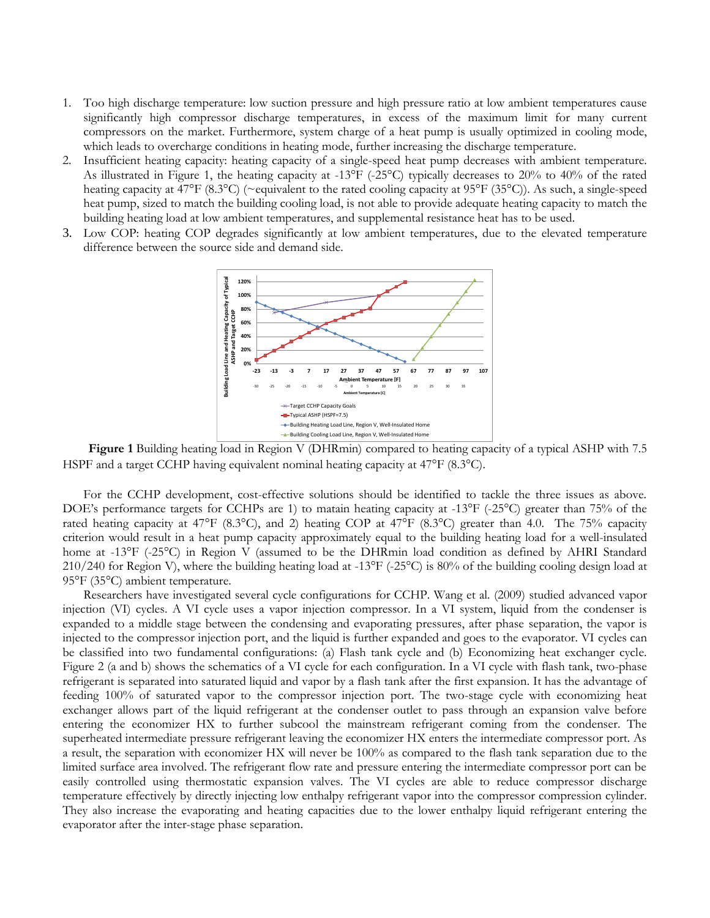1. Too high discharge temperature: low suction pressure and high pressure ratio at low ambient temperatures cause significantly high compressor discharge temperatures, in excess of the maximum limit for many current compressors on the market. Furthermore, system charge of a heat pump is usually optimized in cooling mode, which leads to overcharge conditions in heating mode, further increasing the discharge temperature.
2. Insufficient heating capacity: heating capacity of a single-speed heat pump decreases with ambient temperature. As illustrated in Figure 1, the heating capacity at -13°F (-25°C) typically decreases to 20% to 40% of the rated heating capacity at 47°F (8.3°C) (~equivalent to the rated cooling capacity at 95°F (35°C)). As such, a single-speed heat pump, sized to match the building cooling load, is not able to provide adequate heating capacity to match the building heating load at low ambient temperatures, and supplemental resistance heat has to be used.
3. Low COP: heating COP degrades significantly at low ambient temperatures, due to the elevated temperature difference between the source side and demand side.

**Figure 1** Building heating load in Region V (DHRmin) compared to heating capacity of a typical ASHP with 7.5 HSPF and a target CCHP having equivalent nominal heating capacity at 47°F (8.3°C).

For the CCHP development, cost-effective solutions should be identified to tackle the three issues as above. DOE's performance targets for CCHPs are 1) to matain heating capacity at -13°F (-25°C) greater than 75% of the rated heating capacity at 47°F (8.3°C), and 2) heating COP at 47°F (8.3°C) greater than 4.0. The 75% capacity criterion would result in a heat pump capacity approximately equal to the building heating load for a well-insulated home at -13°F (-25°C) in Region V (assumed to be the DHRmin load condition as defined by AHRI Standard 210/240 for Region V), where the building heating load at -13°F (-25°C) is 80% of the building cooling design load at 95°F (35°C) ambient temperature.

Researchers have investigated several cycle configurations for CCHP. Wang et al. (2009) studied advanced vapor injection (VI) cycles. A VI cycle uses a vapor injection compressor. In a VI system, liquid from the condenser is expanded to a middle stage between the condensing and evaporating pressures, after phase separation, the vapor is injected to the compressor injection port, and the liquid is further expanded and goes to the evaporator. VI cycles can be classified into two fundamental configurations: (a) Flash tank cycle and (b) Economizing heat exchanger cycle. Figure 2 (a and b) shows the schematics of a VI cycle for each configuration. In a VI cycle with flash tank, two-phase refrigerant is separated into saturated liquid and vapor by a flash tank after the first expansion. It has the advantage of feeding 100% of saturated vapor to the compressor injection port. The two-stage cycle with economizing heat exchanger allows part of the liquid refrigerant at the condenser outlet to pass through an expansion valve before entering the economizer HX to further subcool the mainstream refrigerant coming from the condenser. The superheated intermediate pressure refrigerant leaving the economizer HX enters the intermediate compressor port. As a result, the separation with economizer HX will never be 100% as compared to the flash tank separation due to the limited surface area involved. The refrigerant flow rate and pressure entering the intermediate compressor port can be easily controlled using thermostatic expansion valves. The VI cycles are able to reduce compressor discharge temperature effectively by directly injecting low enthalpy refrigerant vapor into the compressor compression cylinder. They also increase the evaporating and heating capacities due to the lower enthalpy liquid refrigerant entering the evaporator after the inter-stage phase separation.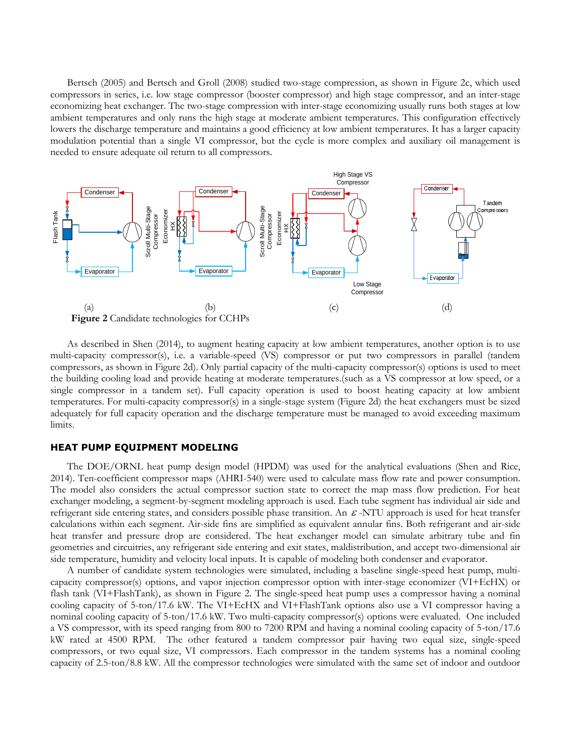Bertsch (2005) and Bertsch and Groll (2008) studied two-stage compression, as shown in Figure 2c, which used compressors in series, i.e. low stage compressor (booster compressor) and high stage compressor, and an inter-stage economizing heat exchanger. The two-stage compression with inter-stage economizing usually runs both stages at low ambient temperatures and only runs the high stage at moderate ambient temperatures. This configuration effectively lowers the discharge temperature and maintains a good efficiency at low ambient temperatures. It has a larger capacity modulation potential than a single VI compressor, but the cycle is more complex and auxiliary oil management is needed to ensure adequate oil return to all compressors.

**Figure 2** Candidate technologies for CCHPs

As described in Shen (2014), to augment heating capacity at low ambient temperatures, another option is to use multi-capacity compressor(s), i.e. a variable-speed (VS) compressor or put two compressors in parallel (tandem compressors, as shown in Figure 2d). Only partial capacity of the multi-capacity compressor(s) options is used to meet the building cooling load and provide heating at moderate temperatures.(such as a VS compressor at low speed, or a single compressor in a tandem set). Full capacity operation is used to boost heating capacity at low ambient temperatures. For multi-capacity compressor(s) in a single-stage system (Figure 2d) the heat exchangers must be sized adequately for full capacity operation and the discharge temperature must be managed to avoid exceeding maximum limits.

## HEAT PUMP EQUIPMENT MODELING

The DOE/ORNL heat pump design model (HPDM) was used for the analytical evaluations (Shen and Rice, 2014). Ten-coefficient compressor maps (AHRI-540) were used to calculate mass flow rate and power consumption. The model also considers the actual compressor suction state to correct the map mass flow prediction. For heat exchanger modeling, a segment-by-segment modeling approach is used. Each tube segment has individual air side and refrigerant side entering states, and considers possible phase transition. An $\varepsilon$-NTU approach is used for heat transfer calculations within each segment. Air-side fins are simplified as equivalent annular fins. Both refrigerant and air-side heat transfer and pressure drop are considered. The heat exchanger model can simulate arbitrary tube and fin geometries and circuitries, any refrigerant side entering and exit states, maldistribution, and accept two-dimensional air side temperature, humidity and velocity local inputs. It is capable of modeling both condenser and evaporator.

A number of candidate system technologies were simulated, including a baseline single-speed heat pump, multi-capacity compressor(s) options, and vapor injection compressor option with inter-stage economizer (VI+EcHX) or flash tank (VI+FlashTank), as shown in Figure 2. The single-speed heat pump uses a compressor having a nominal cooling capacity of 5-ton/17.6 kW. The VI+EcHX and VI+FlashTank options also use a VI compressor having a nominal cooling capacity of 5-ton/17.6 kW. Two multi-capacity compressor(s) options were evaluated. One included a VS compressor, with its speed ranging from 800 to 7200 RPM and having a nominal cooling capacity of 5-ton/17.6 kW rated at 4500 RPM. The other featured a tandem compressor pair having two equal size, single-speed compressors, or two equal size, VI compressors. Each compressor in the tandem systems has a nominal cooling capacity of 2.5-ton/8.8 kW. All the compressor technologies were simulated with the same set of indoor and outdoor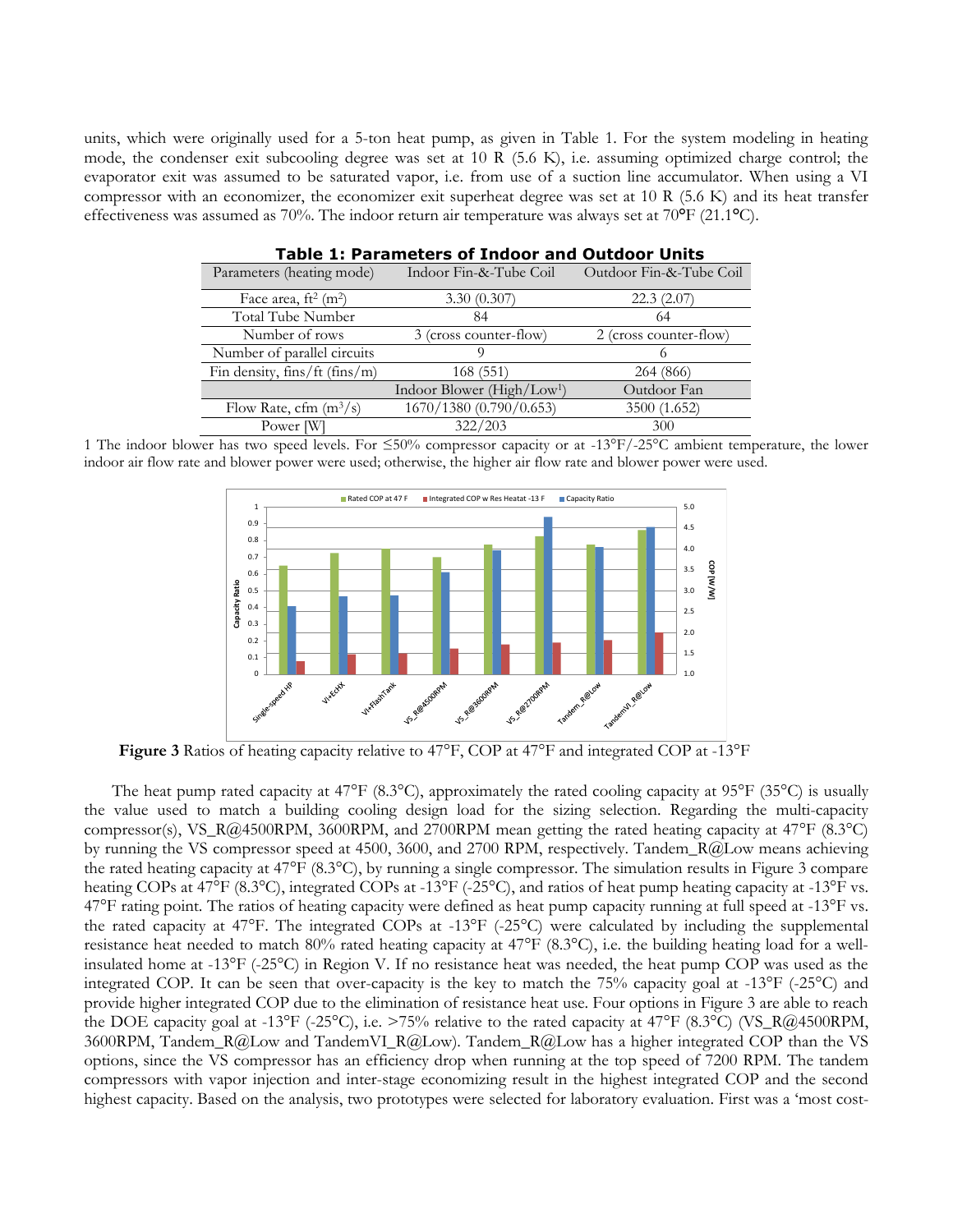units, which were originally used for a 5-ton heat pump, as given in Table 1. For the system modeling in heating mode, the condenser exit subcooling degree was set at 10 R (5.6 K), i.e. assuming optimized charge control; the evaporator exit was assumed to be saturated vapor, i.e. from use of a suction line accumulator. When using a VI compressor with an economizer, the economizer exit superheat degree was set at 10 R (5.6 K) and its heat transfer effectiveness was assumed as 70%. The indoor return air temperature was always set at 70°F (21.1°C).

**Table 1: Parameters of Indoor and Outdoor Units**

| Parameters (heating mode) | Indoor Fin-&-Tube Coil | Outdoor Fin-&-Tube Coil |
|---|---|---|
| Face area, ft² (m²) | 3.30 (0.307) | 22.3 (2.07) |
| Total Tube Number | 84 | 64 |
| Number of rows | 3 (cross counter-flow) | 2 (cross counter-flow) |
| Number of parallel circuits | 9 | 6 |
| Fin density, fins/ft (fins/m) | 168 (551) | 264 (866) |
| | Indoor Blower (High/Low[1]) | Outdoor Fan |
| Flow Rate, cfm (m³/s) | 1670/1380 (0.790/0.653) | 3500 (1.652) |
| Power [W] | 322/203 | 300 |

1 The indoor blower has two speed levels. For ≤50% compressor capacity or at -13°F/-25°C ambient temperature, the lower indoor air flow rate and blower power were used; otherwise, the higher air flow rate and blower power were used.

**Figure 3** Ratios of heating capacity relative to 47°F, COP at 47°F and integrated COP at -13°F

The heat pump rated capacity at 47°F (8.3°C), approximately the rated cooling capacity at 95°F (35°C) is usually the value used to match a building cooling design load for the sizing selection. Regarding the multi-capacity compressor(s), VS_R@4500RPM, 3600RPM, and 2700RPM mean getting the rated heating capacity at 47°F (8.3°C) by running the VS compressor speed at 4500, 3600, and 2700 RPM, respectively. Tandem_R@Low means achieving the rated heating capacity at 47°F (8.3°C), by running a single compressor. The simulation results in Figure 3 compare heating COPs at 47°F (8.3°C), integrated COPs at -13°F (-25°C), and ratios of heat pump heating capacity at -13°F vs. 47°F rating point. The ratios of heating capacity were defined as heat pump capacity running at full speed at -13°F vs. the rated capacity at 47°F. The integrated COPs at -13°F (-25°C) were calculated by including the supplemental resistance heat needed to match 80% rated heating capacity at 47°F (8.3°C), i.e. the building heating load for a well-insulated home at -13°F (-25°C) in Region V. If no resistance heat was needed, the heat pump COP was used as the integrated COP. It can be seen that over-capacity is the key to match the 75% capacity goal at -13°F (-25°C) and provide higher integrated COP due to the elimination of resistance heat use. Four options in Figure 3 are able to reach the DOE capacity goal at -13°F (-25°C), i.e. >75% relative to the rated capacity at 47°F (8.3°C) (VS_R@4500RPM, 3600RPM, Tandem_R@Low and TandemVI_R@Low). Tandem_R@Low has a higher integrated COP than the VS options, since the VS compressor has an efficiency drop when running at the top speed of 7200 RPM. The tandem compressors with vapor injection and inter-stage economizing result in the highest integrated COP and the second highest capacity. Based on the analysis, two prototypes were selected for laboratory evaluation. First was a 'most cost-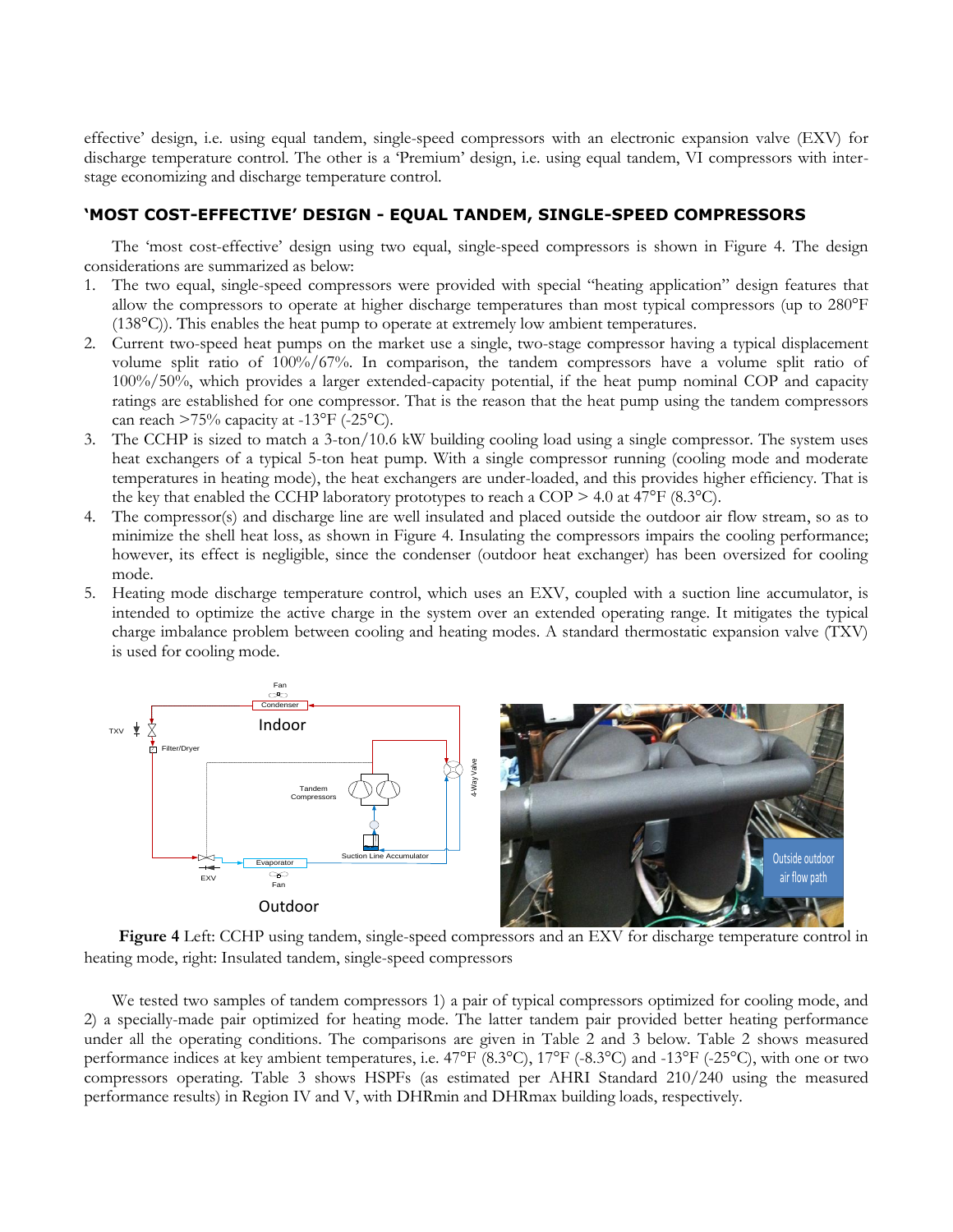effective' design, i.e. using equal tandem, single-speed compressors with an electronic expansion valve (EXV) for discharge temperature control. The other is a 'Premium' design, i.e. using equal tandem, VI compressors with inter-stage economizing and discharge temperature control.

## 'MOST COST-EFFECTIVE' DESIGN - EQUAL TANDEM, SINGLE-SPEED COMPRESSORS

The 'most cost-effective' design using two equal, single-speed compressors is shown in Figure 4. The design considerations are summarized as below:

1. The two equal, single-speed compressors were provided with special "heating application" design features that allow the compressors to operate at higher discharge temperatures than most typical compressors (up to 280°F (138°C)). This enables the heat pump to operate at extremely low ambient temperatures.
2. Current two-speed heat pumps on the market use a single, two-stage compressor having a typical displacement volume split ratio of 100%/67%. In comparison, the tandem compressors have a volume split ratio of 100%/50%, which provides a larger extended-capacity potential, if the heat pump nominal COP and capacity ratings are established for one compressor. That is the reason that the heat pump using the tandem compressors can reach >75% capacity at -13°F (-25°C).
3. The CCHP is sized to match a 3-ton/10.6 kW building cooling load using a single compressor. The system uses heat exchangers of a typical 5-ton heat pump. With a single compressor running (cooling mode and moderate temperatures in heating mode), the heat exchangers are under-loaded, and this provides higher efficiency. That is the key that enabled the CCHP laboratory prototypes to reach a COP > 4.0 at 47°F (8.3°C).
4. The compressor(s) and discharge line are well insulated and placed outside the outdoor air flow stream, so as to minimize the shell heat loss, as shown in Figure 4. Insulating the compressors impairs the cooling performance; however, its effect is negligible, since the condenser (outdoor heat exchanger) has been oversized for cooling mode.
5. Heating mode discharge temperature control, which uses an EXV, coupled with a suction line accumulator, is intended to optimize the active charge in the system over an extended operating range. It mitigates the typical charge imbalance problem between cooling and heating modes. A standard thermostatic expansion valve (TXV) is used for cooling mode.

**Figure 4** Left: CCHP using tandem, single-speed compressors and an EXV for discharge temperature control in heating mode, right: Insulated tandem, single-speed compressors

We tested two samples of tandem compressors 1) a pair of typical compressors optimized for cooling mode, and 2) a specially-made pair optimized for heating mode. The latter tandem pair provided better heating performance under all the operating conditions. The comparisons are given in Table 2 and 3 below. Table 2 shows measured performance indices at key ambient temperatures, i.e. 47°F (8.3°C), 17°F (-8.3°C) and -13°F (-25°C), with one or two compressors operating. Table 3 shows HSPFs (as estimated per AHRI Standard 210/240 using the measured performance results) in Region IV and V, with DHRmin and DHRmax building loads, respectively.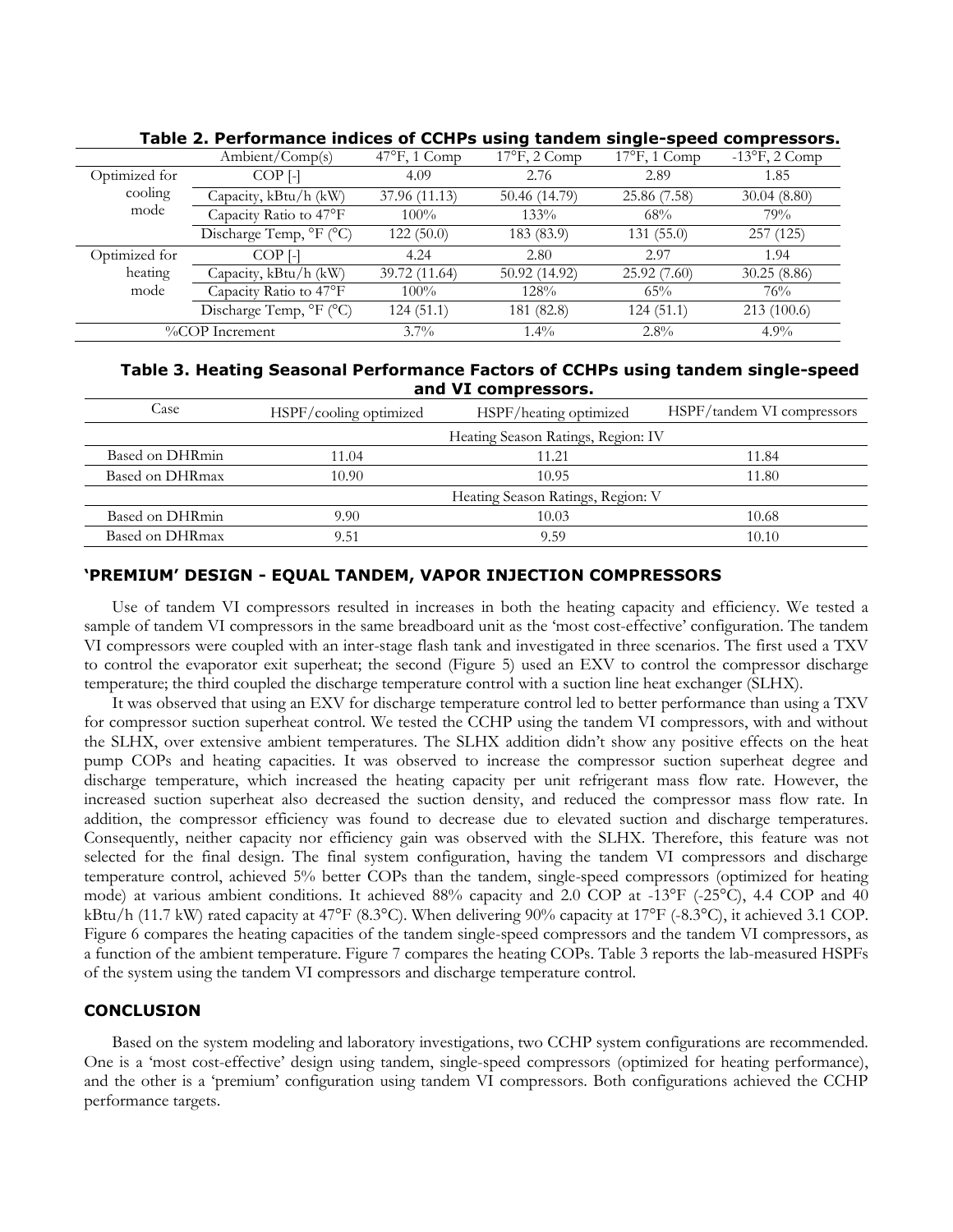**Table 2. Performance indices of CCHPs using tandem single-speed compressors.**

| | Ambient/Comp(s) | 47°F, 1 Comp | 17°F, 2 Comp | 17°F, 1 Comp | -13°F, 2 Comp |
|---|---|---|---|---|---|
| Optimized for cooling mode | COP [-] | 4.09 | 2.76 | 2.89 | 1.85 |
| | Capacity, kBtu/h (kW) | 37.96 (11.13) | 50.46 (14.79) | 25.86 (7.58) | 30.04 (8.80) |
| | Capacity Ratio to 47°F | 100% | 133% | 68% | 79% |
| | Discharge Temp, °F (°C) | 122 (50.0) | 183 (83.9) | 131 (55.0) | 257 (125) |
| Optimized for heating mode | COP [-] | 4.24 | 2.80 | 2.97 | 1.94 |
| | Capacity, kBtu/h (kW) | 39.72 (11.64) | 50.92 (14.92) | 25.92 (7.60) | 30.25 (8.86) |
| | Capacity Ratio to 47°F | 100% | 128% | 65% | 76% |
| | Discharge Temp, °F (°C) | 124 (51.1) | 181 (82.8) | 124 (51.1) | 213 (100.6) |
| %COP Increment | | 3.7% | 1.4% | 2.8% | 4.9% |

**Table 3. Heating Seasonal Performance Factors of CCHPs using tandem single-speed and VI compressors.**

| Case | HSPF/cooling optimized | HSPF/heating optimized | HSPF/tandem VI compressors |
|---|---|---|---|
| | Heating Season Ratings, Region: IV | | |
| Based on DHRmin | 11.04 | 11.21 | 11.84 |
| Based on DHRmax | 10.90 | 10.95 | 11.80 |
| | Heating Season Ratings, Region: V | | |
| Based on DHRmin | 9.90 | 10.03 | 10.68 |
| Based on DHRmax | 9.51 | 9.59 | 10.10 |

## 'PREMIUM' DESIGN - EQUAL TANDEM, VAPOR INJECTION COMPRESSORS

Use of tandem VI compressors resulted in increases in both the heating capacity and efficiency. We tested a sample of tandem VI compressors in the same breadboard unit as the 'most cost-effective' configuration. The tandem VI compressors were coupled with an inter-stage flash tank and investigated in three scenarios. The first used a TXV to control the evaporator exit superheat; the second (Figure 5) used an EXV to control the compressor discharge temperature; the third coupled the discharge temperature control with a suction line heat exchanger (SLHX).

It was observed that using an EXV for discharge temperature control led to better performance than using a TXV for compressor suction superheat control. We tested the CCHP using the tandem VI compressors, with and without the SLHX, over extensive ambient temperatures. The SLHX addition didn't show any positive effects on the heat pump COPs and heating capacities. It was observed to increase the compressor suction superheat degree and discharge temperature, which increased the heating capacity per unit refrigerant mass flow rate. However, the increased suction superheat also decreased the suction density, and reduced the compressor mass flow rate. In addition, the compressor efficiency was found to decrease due to elevated suction and discharge temperatures. Consequently, neither capacity nor efficiency gain was observed with the SLHX. Therefore, this feature was not selected for the final design. The final system configuration, having the tandem VI compressors and discharge temperature control, achieved 5% better COPs than the tandem, single-speed compressors (optimized for heating mode) at various ambient conditions. It achieved 88% capacity and 2.0 COP at -13°F (-25°C), 4.4 COP and 40 kBtu/h (11.7 kW) rated capacity at 47°F (8.3°C). When delivering 90% capacity at 17°F (-8.3°C), it achieved 3.1 COP. Figure 6 compares the heating capacities of the tandem single-speed compressors and the tandem VI compressors, as a function of the ambient temperature. Figure 7 compares the heating COPs. Table 3 reports the lab-measured HSPFs of the system using the tandem VI compressors and discharge temperature control.

## CONCLUSION

Based on the system modeling and laboratory investigations, two CCHP system configurations are recommended. One is a 'most cost-effective' design using tandem, single-speed compressors (optimized for heating performance), and the other is a 'premium' configuration using tandem VI compressors. Both configurations achieved the CCHP performance targets.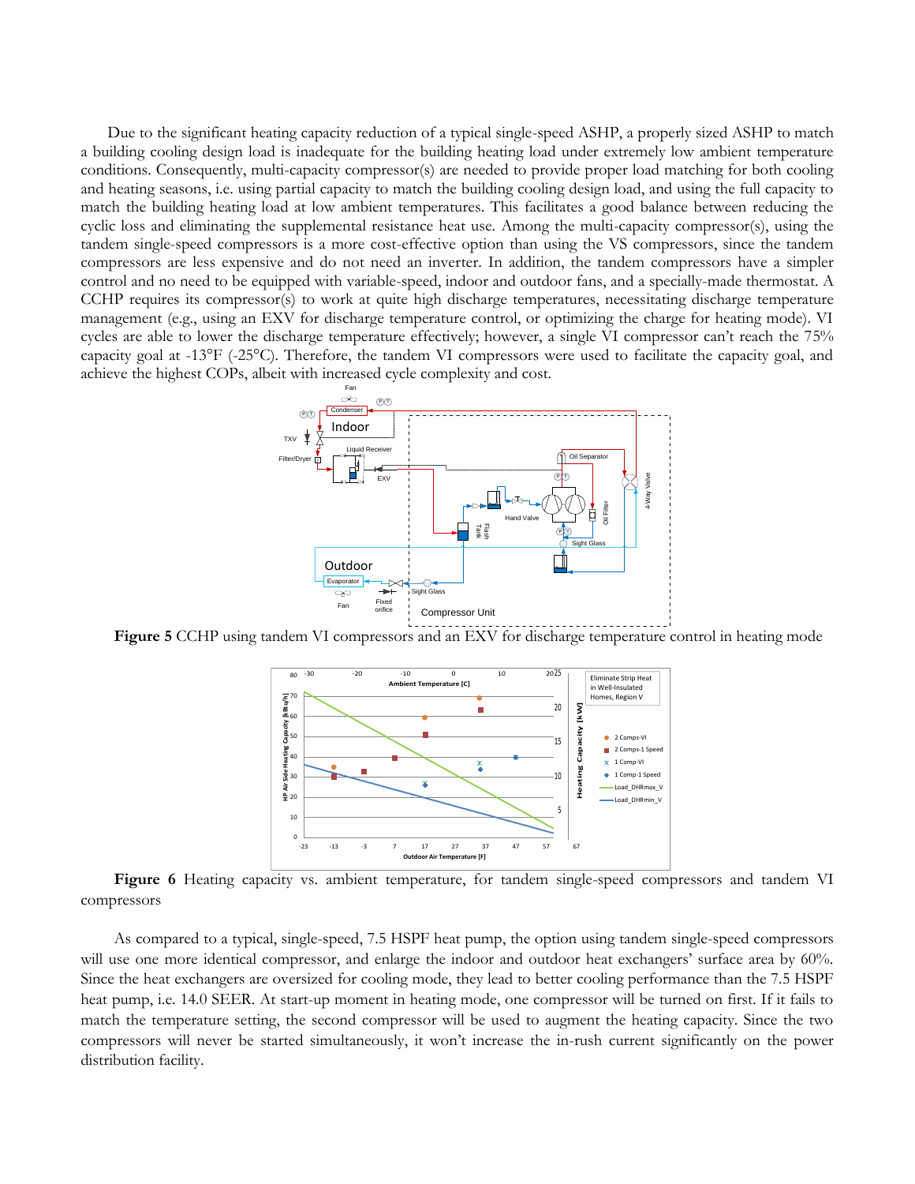Due to the significant heating capacity reduction of a typical single-speed ASHP, a properly sized ASHP to match a building cooling design load is inadequate for the building heating load under extremely low ambient temperature conditions. Consequently, multi-capacity compressor(s) are needed to provide proper load matching for both cooling and heating seasons, i.e. using partial capacity to match the building cooling design load, and using the full capacity to match the building heating load at low ambient temperatures. This facilitates a good balance between reducing the cyclic loss and eliminating the supplemental resistance heat use. Among the multi-capacity compressor(s), using the tandem single-speed compressors is a more cost-effective option than using the VS compressors, since the tandem compressors are less expensive and do not need an inverter. In addition, the tandem compressors have a simpler control and no need to be equipped with variable-speed, indoor and outdoor fans, and a specially-made thermostat. A CCHP requires its compressor(s) to work at quite high discharge temperatures, necessitating discharge temperature management (e.g., using an EXV for discharge temperature control, or optimizing the charge for heating mode). VI cycles are able to lower the discharge temperature effectively; however, a single VI compressor can't reach the 75% capacity goal at -13°F (-25°C). Therefore, the tandem VI compressors were used to facilitate the capacity goal, and achieve the highest COPs, albeit with increased cycle complexity and cost.

**Figure 5** CCHP using tandem VI compressors and an EXV for discharge temperature control in heating mode

**Figure 6** Heating capacity vs. ambient temperature, for tandem single-speed compressors and tandem VI compressors

As compared to a typical, single-speed, 7.5 HSPF heat pump, the option using tandem single-speed compressors will use one more identical compressor, and enlarge the indoor and outdoor heat exchangers' surface area by 60%. Since the heat exchangers are oversized for cooling mode, they lead to better cooling performance than the 7.5 HSPF heat pump, i.e. 14.0 SEER. At start-up moment in heating mode, one compressor will be turned on first. If it fails to match the temperature setting, the second compressor will be used to augment the heating capacity. Since the two compressors will never be started simultaneously, it won't increase the in-rush current significantly on the power distribution facility.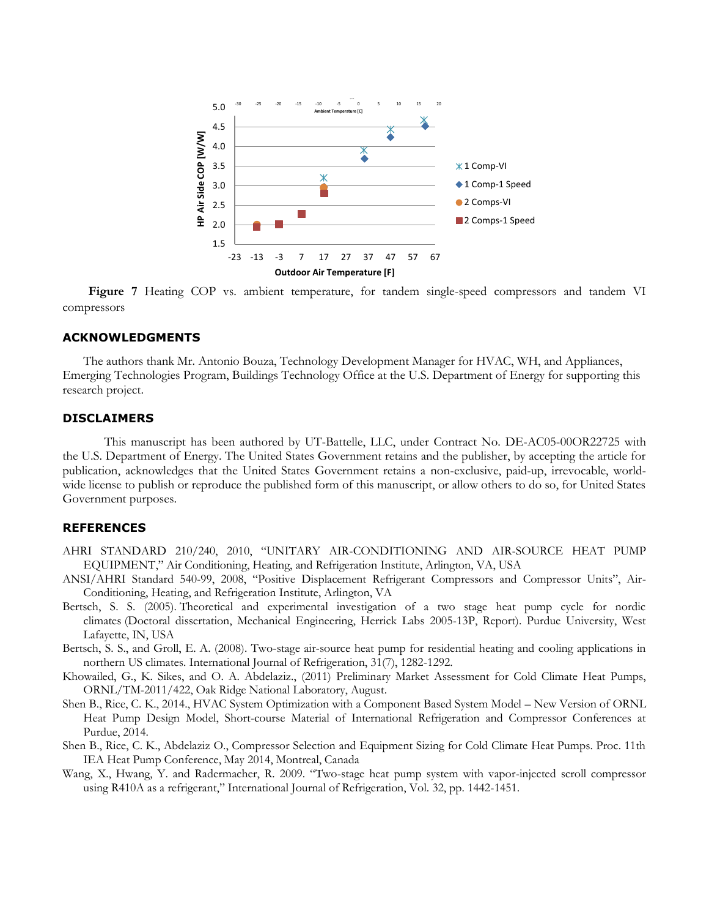5.0
4.5
4.0
3.5
3.0
2.5
2.0
1.5

HP Air Side COP [W/W]

-30 -25 -20 -15 -10 -5 0 5 10 15 20

Ambient Temperature [C]

-23 -13 -3 7 17 27 37 47 57 67

Outdoor Air Temperature [F]

1 Comp-VI
1 Comp-1 Speed
2 Comps-VI
2 Comps-1 Speed

**Figure 7** Heating COP vs. ambient temperature, for tandem single-speed compressors and tandem VI compressors

## ACKNOWLEDGMENTS

The authors thank Mr. Antonio Bouza, Technology Development Manager for HVAC, WH, and Appliances, Emerging Technologies Program, Buildings Technology Office at the U.S. Department of Energy for supporting this research project.

## DISCLAIMERS

This manuscript has been authored by UT-Battelle, LLC, under Contract No. DE-AC05-00OR22725 with the U.S. Department of Energy. The United States Government retains and the publisher, by accepting the article for publication, acknowledges that the United States Government retains a non-exclusive, paid-up, irrevocable, world-wide license to publish or reproduce the published form of this manuscript, or allow others to do so, for United States Government purposes.

## REFERENCES

AHRI STANDARD 210/240, 2010, "UNITARY AIR-CONDITIONING AND AIR-SOURCE HEAT PUMP EQUIPMENT," Air Conditioning, Heating, and Refrigeration Institute, Arlington, VA, USA

ANSI/AHRI Standard 540-99, 2008, "Positive Displacement Refrigerant Compressors and Compressor Units", Air-Conditioning, Heating, and Refrigeration Institute, Arlington, VA

Bertsch, S. S. (2005). Theoretical and experimental investigation of a two stage heat pump cycle for nordic climates (Doctoral dissertation, Mechanical Engineering, Herrick Labs 2005-13P, Report). Purdue University, West Lafayette, IN, USA

Bertsch, S. S., and Groll, E. A. (2008). Two-stage air-source heat pump for residential heating and cooling applications in northern US climates. International Journal of Refrigeration, 31(7), 1282-1292.

Khowailed, G., K. Sikes, and O. A. Abdelaziz., (2011) Preliminary Market Assessment for Cold Climate Heat Pumps, ORNL/TM-2011/422, Oak Ridge National Laboratory, August.

Shen B., Rice, C. K., 2014., HVAC System Optimization with a Component Based System Model – New Version of ORNL Heat Pump Design Model, Short-course Material of International Refrigeration and Compressor Conferences at Purdue, 2014.

Shen B., Rice, C. K., Abdelaziz O., Compressor Selection and Equipment Sizing for Cold Climate Heat Pumps. Proc. 11th IEA Heat Pump Conference, May 2014, Montreal, Canada

Wang, X., Hwang, Y. and Radermacher, R. 2009. "Two-stage heat pump system with vapor-injected scroll compressor using R410A as a refrigerant," International Journal of Refrigeration, Vol. 32, pp. 1442-1451.